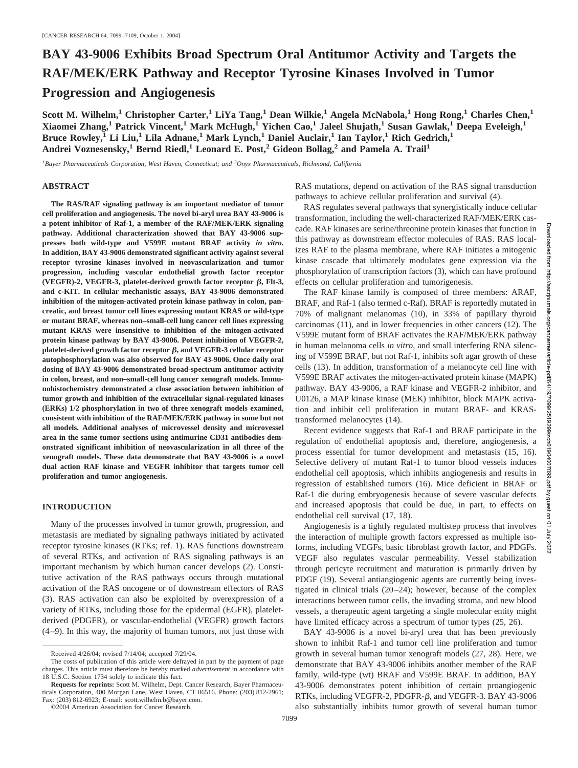# BAY 43-9006 Exhibits Broad Spectrum Oral Antitumor Activity and Targets the RAF/MEK/ERK Pathway and Receptor Tyrosine Kinases Involved in Tumor Progression and Angiogenesis

**Scott M. Wilhelm,[1] Christopher Carter,[1] LiYa Tang,[1] Dean Wilkie,[1] Angela McNabola,[1] Hong Rong,[1] Charles Chen,[1] Xiaomei Zhang,[1] Patrick Vincent,[1] Mark McHugh,[1] Yichen Cao,[1] Jaleel Shujath,[1] Susan Gawlak,[1] Deepa Eveleigh,[1] Bruce Rowley,[1] Li Liu,[1] Lila Adnane,[1] Mark Lynch,[1] Daniel Auclair,[1] Ian Taylor,[1] Rich Gedrich,[1] Andrei Voznesensky,[1] Bernd Riedl,[1] Leonard E. Post,[2] Gideon Bollag,[2] and Pamela A. Trail[1]**

[1]*Bayer Pharmaceuticals Corporation, West Haven, Connecticut; and* [2]*Onyx Pharmaceuticals, Richmond, California*

## ABSTRACT

**The RAS/RAF signaling pathway is an important mediator of tumor cell proliferation and angiogenesis. The novel bi-aryl urea BAY 43-9006 is a potent inhibitor of Raf-1, a member of the RAF/MEK/ERK signaling pathway. Additional characterization showed that BAY 43-9006 suppresses both wild-type and V599E mutant BRAF activity *in vitro*. In addition, BAY 43-9006 demonstrated significant activity against several receptor tyrosine kinases involved in neovascularization and tumor progression, including vascular endothelial growth factor receptor (VEGFR)-2, VEGFR-3, platelet-derived growth factor receptor β, Flt-3, and c-KIT. In cellular mechanistic assays, BAY 43-9006 demonstrated inhibition of the mitogen-activated protein kinase pathway in colon, pancreatic, and breast tumor cell lines expressing mutant KRAS or wild-type or mutant BRAF, whereas non–small-cell lung cancer cell lines expressing mutant KRAS were insensitive to inhibition of the mitogen-activated protein kinase pathway by BAY 43-9006. Potent inhibition of VEGFR-2, platelet-derived growth factor receptor β, and VEGFR-3 cellular receptor autophosphorylation was also observed for BAY 43-9006. Once daily oral dosing of BAY 43-9006 demonstrated broad-spectrum antitumor activity in colon, breast, and non–small-cell lung cancer xenograft models. Immunohistochemistry demonstrated a close association between inhibition of tumor growth and inhibition of the extracellular signal-regulated kinases (ERKs) 1/2 phosphorylation in two of three xenograft models examined, consistent with inhibition of the RAF/MEK/ERK pathway in some but not all models. Additional analyses of microvessel density and microvessel area in the same tumor sections using antimurine CD31 antibodies demonstrated significant inhibition of neovascularization in all three of the xenograft models. These data demonstrate that BAY 43-9006 is a novel dual action RAF kinase and VEGFR inhibitor that targets tumor cell proliferation and tumor angiogenesis.**

## INTRODUCTION

Many of the processes involved in tumor growth, progression, and metastasis are mediated by signaling pathways initiated by activated receptor tyrosine kinases (RTKs; ref. 1). RAS functions downstream of several RTKs, and activation of RAS signaling pathways is an important mechanism by which human cancer develops (2). Constitutive activation of the RAS pathways occurs through mutational activation of the RAS oncogene or of downstream effectors of RAS (3). RAS activation can also be exploited by overexpression of a variety of RTKs, including those for the epidermal (EGFR), platelet-derived (PDGFR), or vascular-endothelial (VEGFR) growth factors (4–9). In this way, the majority of human tumors, not just those with RAS mutations, depend on activation of the RAS signal transduction pathways to achieve cellular proliferation and survival (4).

RAS regulates several pathways that synergistically induce cellular transformation, including the well-characterized RAF/MEK/ERK cascade. RAF kinases are serine/threonine protein kinases that function in this pathway as downstream effector molecules of RAS. RAS localizes RAF to the plasma membrane, where RAF initiates a mitogenic kinase cascade that ultimately modulates gene expression via the phosphorylation of transcription factors (3), which can have profound effects on cellular proliferation and tumorigenesis.

The RAF kinase family is composed of three members: ARAF, BRAF, and Raf-1 (also termed c-Raf). BRAF is reportedly mutated in 70% of malignant melanomas (10), in 33% of papillary thyroid carcinomas (11), and in lower frequencies in other cancers (12). The V599E mutant form of BRAF activates the RAF/MEK/ERK pathway in human melanoma cells *in vitro*, and small interfering RNA silencing of V599E BRAF, but not Raf-1, inhibits soft agar growth of these cells (13). In addition, transformation of a melanocyte cell line with V599E BRAF activates the mitogen-activated protein kinase (MAPK) pathway. BAY 43-9006, a RAF kinase and VEGFR-2 inhibitor, and U0126, a MAP kinase kinase (MEK) inhibitor, block MAPK activation and inhibit cell proliferation in mutant BRAF- and KRAS-transformed melanocytes (14).

Recent evidence suggests that Raf-1 and BRAF participate in the regulation of endothelial apoptosis and, therefore, angiogenesis, a process essential for tumor development and metastasis (15, 16). Selective delivery of mutant Raf-1 to tumor blood vessels induces endothelial cell apoptosis, which inhibits angiogenesis and results in regression of established tumors (16). Mice deficient in BRAF or Raf-1 die during embryogenesis because of severe vascular defects and increased apoptosis that could be due, in part, to effects on endothelial cell survival (17, 18).

Angiogenesis is a tightly regulated multistep process that involves the interaction of multiple growth factors expressed as multiple isoforms, including VEGFs, basic fibroblast growth factor, and PDGFs. VEGF also regulates vascular permeability. Vessel stabilization through pericyte recruitment and maturation is primarily driven by PDGF (19). Several antiangiogenic agents are currently being investigated in clinical trials (20–24); however, because of the complex interactions between tumor cells, the invading stroma, and new blood vessels, a therapeutic agent targeting a single molecular entity might have limited efficacy across a spectrum of tumor types (25, 26).

BAY 43-9006 is a novel bi-aryl urea that has been previously shown to inhibit Raf-1 and tumor cell line proliferation and tumor growth in several human tumor xenograft models (27, 28). Here, we demonstrate that BAY 43-9006 inhibits another member of the RAF family, wild-type (wt) BRAF and V599E BRAF. In addition, BAY 43-9006 demonstrates potent inhibition of certain proangiogenic RTKs, including VEGFR-2, PDGFR-β, and VEGFR-3. BAY 43-9006 also substantially inhibits tumor growth of several human tumor

---

Received 4/26/04; revised 7/14/04; accepted 7/29/04.

The costs of publication of this article were defrayed in part by the payment of page charges. This article must therefore be hereby marked *advertisement* in accordance with 18 U.S.C. Section 1734 solely to indicate this fact.

**Requests for reprints:** Scott M. Wilhelm, Dept. Cancer Research, Bayer Pharmaceuticals Corporation, 400 Morgan Lane, West Haven, CT 06516. Phone: (203) 812-2961; Fax: (203) 812-6923; E-mail: scott.wilhelm.b@bayer.com.

©2004 American Association for Cancer Research.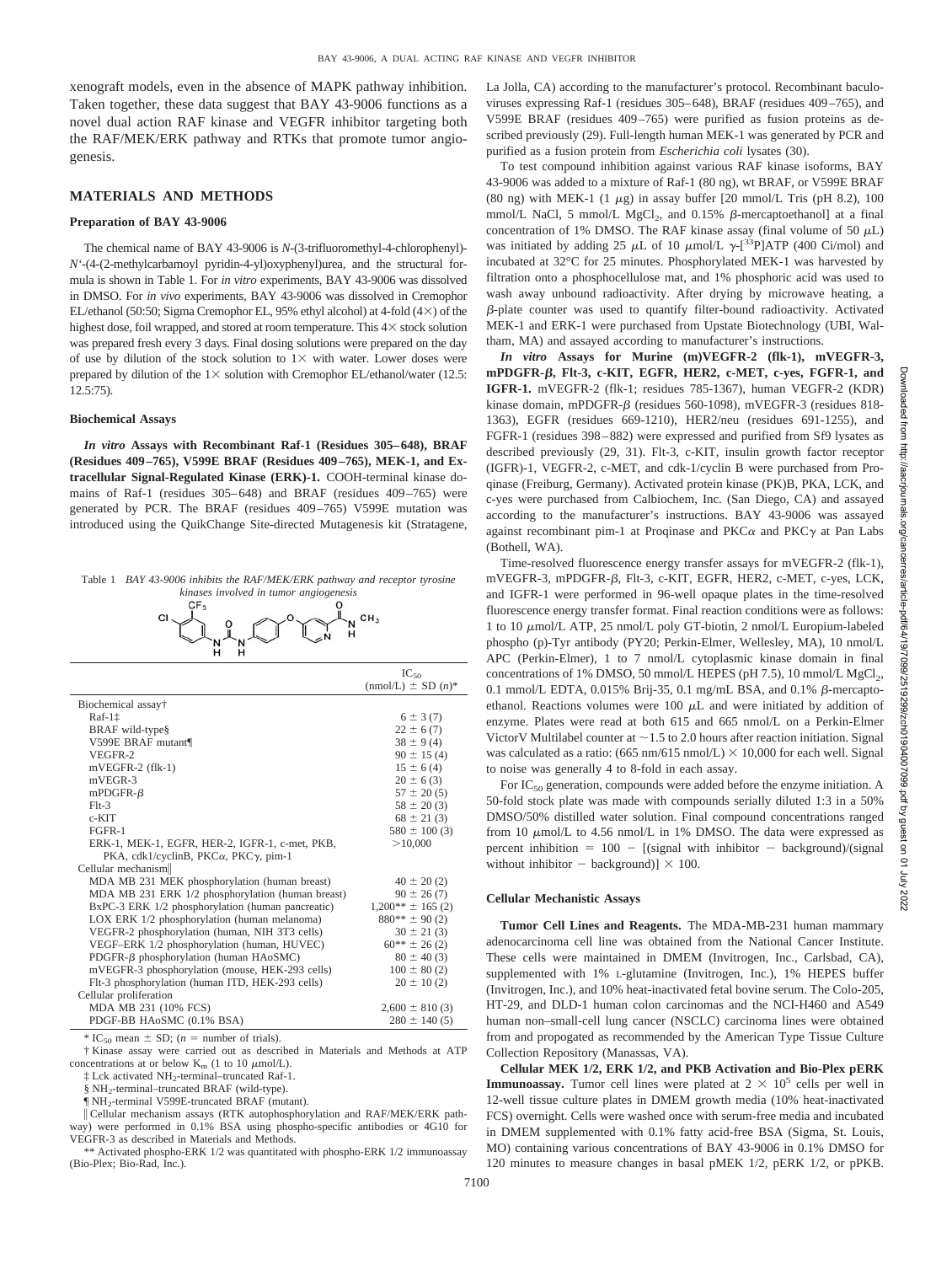xenograft models, even in the absence of MAPK pathway inhibition. Taken together, these data suggest that BAY 43-9006 functions as a novel dual action RAF kinase and VEGFR inhibitor targeting both the RAF/MEK/ERK pathway and RTKs that promote tumor angiogenesis.

## MATERIALS AND METHODS

### Preparation of BAY 43-9006

The chemical name of BAY 43-9006 is *N*-(3-trifluoromethyl-4-chlorophenyl)-*N'*-(4-(2-methylcarbamoyl pyridin-4-yl)oxyphenyl)urea, and the structural formula is shown in Table 1. For *in vitro* experiments, BAY 43-9006 was dissolved in DMSO. For *in vivo* experiments, BAY 43-9006 was dissolved in Cremophor EL/ethanol (50:50; Sigma Cremophor EL, 95% ethyl alcohol) at 4-fold (4×) of the highest dose, foil wrapped, and stored at room temperature. This 4× stock solution was prepared fresh every 3 days. Final dosing solutions were prepared on the day of use by dilution of the stock solution to 1× with water. Lower doses were prepared by dilution of the 1× solution with Cremophor EL/ethanol/water (12.5:12.5:75).

### Biochemical Assays

***In Vitro* Assays with Recombinant Raf-1 (Residues 305–648), BRAF (Residues 409–765), V599E BRAF (Residues 409–765), MEK-1, and Extracellular Signal-Regulated Kinase (ERK)-1.** COOH-terminal kinase domains of Raf-1 (residues 305–648) and BRAF (residues 409–765) were generated by PCR. The BRAF (residues 409–765) V599E mutation was introduced using the QuikChange Site-directed Mutagenesis kit (Stratagene, La Jolla, CA) according to the manufacturer's protocol. Recombinant baculoviruses expressing Raf-1 (residues 305–648), BRAF (residues 409–765), and V599E BRAF (residues 409–765) were purified as fusion proteins as described previously (29). Full-length human MEK-1 was generated by PCR and purified as a fusion protein from *Escherichia coli* lysates (30).

To test compound inhibition against various RAF kinase isoforms, BAY 43-9006 was added to a mixture of Raf-1 (80 ng), wt BRAF, or V599E BRAF (80 ng) with MEK-1 (1 μg) in assay buffer [20 mmol/L Tris (pH 8.2), 100 mmol/L NaCl, 5 mmol/L $MgCl_2$, and 0.15% β-mercaptoethanol] at a final concentration of 1% DMSO. The RAF kinase assay (final volume of 50 μL) was initiated by adding 25 μL of 10 μmol/L γ-[$^{33}$P]ATP (400 Ci/mol) and incubated at 32°C for 25 minutes. Phosphorylated MEK-1 was harvested by filtration onto a phosphocellulose mat, and 1% phosphoric acid was used to wash away unbound radioactivity. After drying by microwave heating, a β-plate counter was used to quantify filter-bound radioactivity. Activated MEK-1 and ERK-1 were purchased from Upstate Biotechnology (UBI, Waltham, MA) and assayed according to manufacturer's instructions.

***In vitro* Assays for Murine (m)VEGFR-2 (flk-1), mVEGFR-3, mPDGFR-β, Flt-3, c-KIT, EGFR, HER2, c-MET, c-yes, FGFR-1, and IGFR-1.** mVEGFR-2 (flk-1; residues 785-1367), human VEGFR-2 (KDR) kinase domain, mPDGFR-β (residues 560-1098), mVEGFR-3 (residues 818-1363), EGFR (residues 669-1210), HER2/neu (residues 691-1255), and FGFR-1 (residues 398–882) were expressed and purified from Sf9 lysates as described previously (29, 31). Flt-3, c-KIT, insulin growth factor receptor (IGFR)-1, VEGFR-2, c-MET, and cdk-1/cyclin B were purchased from Proqinase (Freiburg, Germany). Activated protein kinase (PK)B, PKA, LCK, and c-yes were purchased from Calbiochem, Inc. (San Diego, CA) and assayed according to the manufacturer's instructions. BAY 43-9006 was assayed against recombinant pim-1 at Proqinase and PKCα and PKCγ at Pan Labs (Bothell, WA).

Time-resolved fluorescence energy transfer assays for mVEGFR-2 (flk-1), mVEGFR-3, mPDGFR-β, Flt-3, c-KIT, EGFR, HER2, c-MET, c-yes, LCK, and IGFR-1 were performed in 96-well opaque plates in the time-resolved fluorescence energy transfer format. Final reaction conditions were as follows: 1 to 10 μmol/L ATP, 25 nmol/L poly GT-biotin, 2 nmol/L Europium-labeled phospho (p)-Tyr antibody (PY20; Perkin-Elmer, Wellesley, MA), 10 nmol/L APC (Perkin-Elmer), 1 to 7 nmol/L cytoplasmic kinase domain in final concentrations of 1% DMSO, 50 mmol/L HEPES (pH 7.5), 10 mmol/L $MgCl_2$, 0.1 mmol/L EDTA, 0.015% Brij-35, 0.1 mg/mL BSA, and 0.1% β-mercaptoethanol. Reactions volumes were 100 μL and were initiated by addition of enzyme. Plates were read at both 615 and 665 nmol/L on a Perkin-Elmer VictorV Multilabel counter at ~1.5 to 2.0 hours after reaction initiation. Signal was calculated as a ratio: (665 nm/615 nmol/L) × 10,000 for each well. Signal to noise was generally 4 to 8-fold in each assay.

For $IC_{50}$ generation, compounds were added before the enzyme initiation. A 50-fold stock plate was made with compounds serially diluted 1:3 in a 50% DMSO/50% distilled water solution. Final compound concentrations ranged from 10 μmol/L to 4.56 nmol/L in 1% DMSO. The data were expressed as percent inhibition = 100 − [(signal with inhibitor − background)/(signal without inhibitor − background)] × 100.

Table 1 *BAY 43-9006 inhibits the RAF/MEK/ERK pathway and receptor tyrosine kinases involved in tumor angiogenesis*

| | $IC_{50}$ (nmol/L) ± SD ($n$)* |
|---|---|
| Biochemical assay† | |
| Raf-1‡ | 6 ± 3 (7) |
| BRAF wild-type§ | 22 ± 6 (7) |
| V599E BRAF mutant¶ | 38 ± 9 (4) |
| VEGFR-2 | 90 ± 15 (4) |
| mVEGFR-2 (flk-1) | 15 ± 6 (4) |
| mVEGR-3 | 20 ± 6 (3) |
| mPDGFR-β | 57 ± 20 (5) |
| Flt-3 | 58 ± 20 (3) |
| c-KIT | 68 ± 21 (3) |
| FGFR-1 | 580 ± 100 (3) |
| ERK-1, MEK-1, EGFR, HER-2, IGFR-1, c-met, PKB, PKA, cdk1/cyclinB, PKCα, PKCγ, pim-1 | >10,000 |
| Cellular mechanism‖ | |
| MDA MB 231 MEK phosphorylation (human breast) | 40 ± 20 (2) |
| MDA MB 231 ERK 1/2 phosphorylation (human breast) | 90 ± 26 (7) |
| BxPC-3 ERK 1/2 phosphorylation (human pancreatic) | 1,200** ± 165 (2) |
| LOX ERK 1/2 phosphorylation (human melanoma) | 880** ± 90 (2) |
| VEGFR-2 phosphorylation (human, NIH 3T3 cells) | 30 ± 21 (3) |
| VEGF–ERK 1/2 phosphorylation (human, HUVEC) | 60** ± 26 (2) |
| PDGFR-β phosphorylation (human HAoSMC) | 80 ± 40 (3) |
| mVEGFR-3 phosphorylation (mouse, HEK-293 cells) | 100 ± 80 (2) |
| Flt-3 phosphorylation (human ITD, HEK-293 cells) | 20 ± 10 (2) |
| Cellular proliferation | |
| MDA MB 231 (10% FCS) | 2,600 ± 810 (3) |
| PDGF-BB HAoSMC (0.1% BSA) | 280 ± 140 (5) |

\* $IC_{50}$ mean ± SD; ($n$ = number of trials).

† Kinase assay were carried out as described in Materials and Methods at ATP concentrations at or below $K_m$ (1 to 10 μmol/L).

‡ Lck activated $NH_2$-terminal–truncated Raf-1.

§ $NH_2$-terminal–truncated BRAF (wild-type).

¶ $NH_2$-terminal V599E-truncated BRAF (mutant).

‖ Cellular mechanism assays (RTK autophosphorylation and RAF/MEK/ERK pathway) were performed in 0.1% BSA using phospho-specific antibodies or 4G10 for VEGFR-3 as described in Materials and Methods.

\*\* Activated phospho-ERK 1/2 was quantitated with phospho-ERK 1/2 immunoassay (Bio-Plex; Bio-Rad, Inc.).

### Cellular Mechanistic Assays

**Tumor Cell Lines and Reagents.** The MDA-MB-231 human mammary adenocarcinoma cell line was obtained from the National Cancer Institute. These cells were maintained in DMEM (Invitrogen, Inc., Carlsbad, CA), supplemented with 1% L-glutamine (Invitrogen, Inc.), 1% HEPES buffer (Invitrogen, Inc.), and 10% heat-inactivated fetal bovine serum. The Colo-205, HT-29, and DLD-1 human colon carcinomas and the NCI-H460 and A549 human non–small-cell lung cancer (NSCLC) carcinoma lines were obtained from and propogated as recommended by the American Type Tissue Culture Collection Repository (Manassas, VA).

**Cellular MEK 1/2, ERK 1/2, and PKB Activation and Bio-Plex pERK Immunoassay.** Tumor cell lines were plated at 2 × $10^5$ cells per well in 12-well tissue culture plates in DMEM growth media (10% heat-inactivated FCS) overnight. Cells were washed once with serum-free media and incubated in DMEM supplemented with 0.1% fatty acid-free BSA (Sigma, St. Louis, MO) containing various concentrations of BAY 43-9006 in 0.1% DMSO for 120 minutes to measure changes in basal pMEK 1/2, pERK 1/2, or pPKB.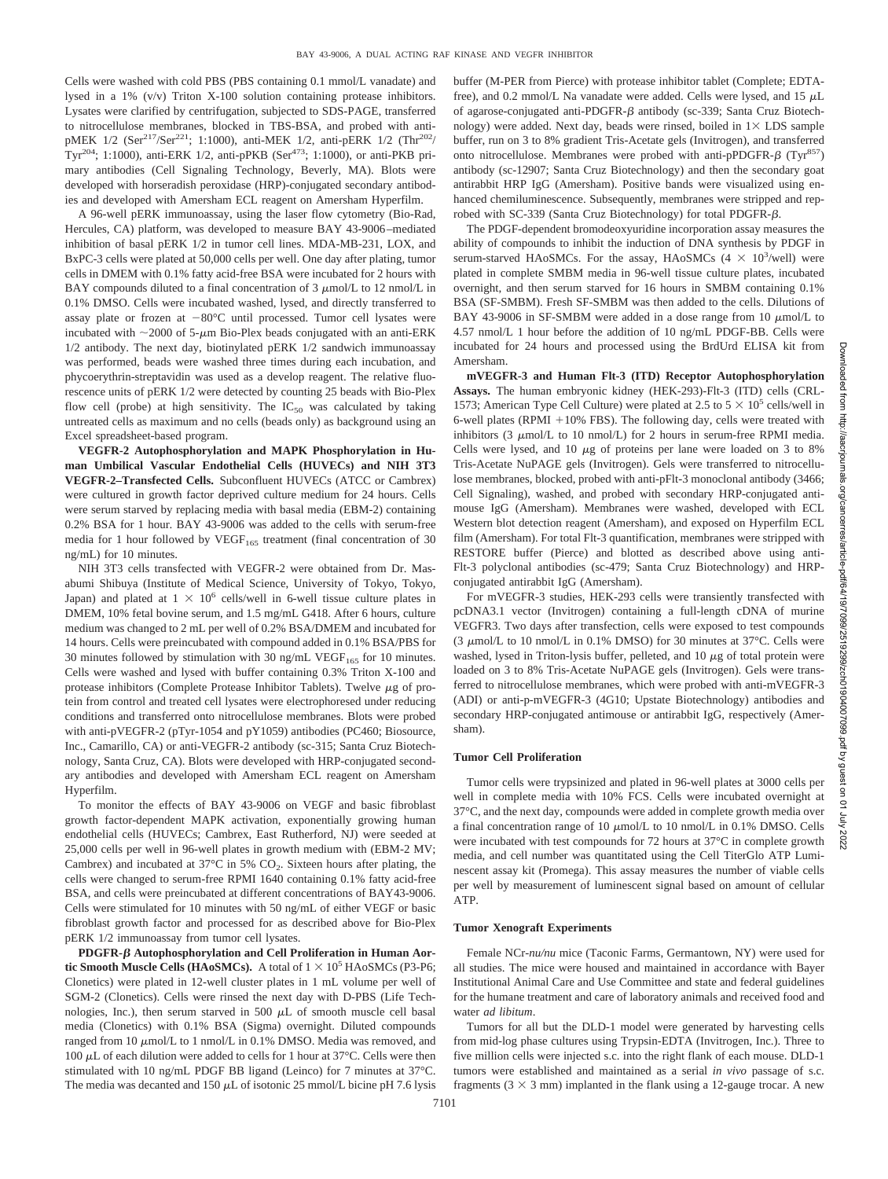Cells were washed with cold PBS (PBS containing 0.1 mmol/L vanadate) and lysed in a 1% (v/v) Triton X-100 solution containing protease inhibitors. Lysates were clarified by centrifugation, subjected to SDS-PAGE, transferred to nitrocellulose membranes, blocked in TBS-BSA, and probed with anti-pMEK 1/2 ($Ser^{217}/Ser^{221}$; 1:1000), anti-MEK 1/2, anti-pERK 1/2 ($Thr^{202}/Tyr^{204}$; 1:1000), anti-ERK 1/2, anti-pPKB ($Ser^{473}$; 1:1000), or anti-PKB primary antibodies (Cell Signaling Technology, Beverly, MA). Blots were developed with horseradish peroxidase (HRP)-conjugated secondary antibodies and developed with Amersham ECL reagent on Amersham Hyperfilm.

A 96-well pERK immunoassay, using the laser flow cytometry (Bio-Rad, Hercules, CA) platform, was developed to measure BAY 43-9006–mediated inhibition of basal pERK 1/2 in tumor cell lines. MDA-MB-231, LOX, and BxPC-3 cells were plated at 50,000 cells per well. One day after plating, tumor cells in DMEM with 0.1% fatty acid-free BSA were incubated for 2 hours with BAY compounds diluted to a final concentration of 3 μmol/L to 12 nmol/L in 0.1% DMSO. Cells were incubated washed, lysed, and directly transferred to assay plate or frozen at −80°C until processed. Tumor cell lysates were incubated with ~2000 of 5-μm Bio-Plex beads conjugated with an anti-ERK 1/2 antibody. The next day, biotinylated pERK 1/2 sandwich immunoassay was performed, beads were washed three times during each incubation, and phycoerythrin-streptavidin was used as a develop reagent. The relative fluorescence units of pERK 1/2 were detected by counting 25 beads with Bio-Plex flow cell (probe) at high sensitivity. The $IC_{50}$ was calculated by taking untreated cells as maximum and no cells (beads only) as background using an Excel spreadsheet-based program.

**VEGFR-2 Autophosphorylation and MAPK Phosphorylation in Human Umbilical Vascular Endothelial Cells (HUVECs) and NIH 3T3 VEGFR-2–Transfected Cells.** Subconfluent HUVECs (ATCC or Cambrex) were cultured in growth factor deprived culture medium for 24 hours. Cells were serum starved by replacing media with basal media (EBM-2) containing 0.2% BSA for 1 hour. BAY 43-9006 was added to the cells with serum-free media for 1 hour followed by $VEGF_{165}$ treatment (final concentration of 30 ng/mL) for 10 minutes.

NIH 3T3 cells transfected with VEGFR-2 were obtained from Dr. Masabumi Shibuya (Institute of Medical Science, University of Tokyo, Tokyo, Japan) and plated at $1 \times 10^6$ cells/well in 6-well culture plates in DMEM, 10% fetal bovine serum, and 1.5 mg/mL G418. After 6 hours, culture medium was changed to 2 mL per well of 0.2% BSA/DMEM and incubated for 14 hours. Cells were preincubated with compound added in 0.1% BSA/PBS for 30 minutes followed by stimulation with 30 ng/mL $VEGF_{165}$ for 10 minutes. Cells were washed and lysed with buffer containing 0.3% Triton X-100 and protease inhibitors (Complete Protease Inhibitor Tablets). Twelve μg of protein from control and treated cell lysates were electrophoresed under reducing conditions and transferred onto nitrocellulose membranes. Blots were probed with anti-pVEGFR-2 (pTyr-1054 and pY1059) antibodies (PC460; Biosource, Inc., Camarillo, CA) or anti-VEGFR-2 antibody (sc-315; Santa Cruz Biotechnology, Santa Cruz, CA). Blots were developed with HRP-conjugated secondary antibodies and developed with Amersham ECL reagent on Amersham Hyperfilm.

To monitor the effects of BAY 43-9006 on VEGF and basic fibroblast growth factor-dependent MAPK activation, exponentially growing human endothelial cells (HUVECs; Cambrex, East Rutherford, NJ) were seeded at 25,000 cells per well in 96-well plates in growth medium with (EBM-2 MV; Cambrex) and incubated at 37°C in 5% $CO_2$. Sixteen hours after plating, the cells were changed to serum-free RPMI 1640 containing 0.1% fatty acid-free BSA, and cells were preincubated at different concentrations of BAY43-9006. Cells were stimulated for 10 minutes with 50 ng/mL of either VEGF or basic fibroblast growth factor and processed for as described above for Bio-Plex pERK 1/2 immunoassay from tumor cell lysates.

**PDGFR-β Autophosphorylation and Cell Proliferation in Human Aortic Smooth Muscle Cells (HAoSMCs).** A total of $1 \times 10^5$ HAoSMCs (P3-P6; Clonetics) were plated in 12-well cluster plates in 1 mL volume per well of SGM-2 (Clonetics). Cells were rinsed the next day with D-PBS (Life Technologies, Inc.), then serum starved in 500 μL of smooth muscle cell basal media (Clonetics) with 0.1% BSA (Sigma) overnight. Diluted compounds ranged from 10 μmol/L to 1 nmol/L in 0.1% DMSO. Media was removed, and 100 μL of each dilution were added to cells for 1 hour at 37°C. Cells were then stimulated with 10 ng/mL PDGF BB ligand (Leinco) for 7 minutes at 37°C. The media was decanted and 150 μL of isotonic 25 mmol/L bicine pH 7.6 lysis buffer (M-PER from Pierce) with protease inhibitor tablet (Complete; EDTA-free), and 0.2 mmol/L Na vanadate were added. Cells were lysed, and 15 μL of agarose-conjugated anti-PDGFR-β antibody (sc-339; Santa Cruz Biotechnology) were added. Next day, beads were rinsed, boiled in 1× LDS sample buffer, run on 3 to 8% gradient Tris-Acetate gels (Invitrogen), and transferred onto nitrocellulose. Membranes were probed with anti-pPDGFR-β ($Tyr^{857}$) antibody (sc-12907; Santa Cruz Biotechnology) and then the secondary goat antirabbit HRP IgG (Amersham). Positive bands were visualized using enhanced chemiluminescence. Subsequently, membranes were stripped and reprobed with SC-339 (Santa Cruz Biotechnology) for total PDGFR-β.

The PDGF-dependent bromodeoxyuridine incorporation assay measures the ability of compounds to inhibit the induction of DNA synthesis by PDGF in serum-starved HAoSMCs. For the assay, HAoSMCs ($4 \times 10^3$/well) were plated in complete SMBM media in 96-well tissue culture plates, incubated overnight, and then serum starved for 16 hours in SMBM containing 0.1% BSA (SF-SMBM). Fresh SF-SMBM was then added to the cells. Dilutions of BAY 43-9006 in SF-SMBM were added in a dose range from 10 μmol/L to 4.57 nmol/L 1 hour before the addition of 10 ng/mL PDGF-BB. Cells were incubated for 24 hours and processed using the BrdUrd ELISA kit from Amersham.

**mVEGFR-3 and Human Flt-3 (ITD) Receptor Autophosphorylation Assays.** The human embryonic kidney (HEK-293)-Flt-3 (ITD) cells (CRL-1573; American Type Cell Culture) were plated at 2.5 to $5 \times 10^5$ cells/well in 6-well plates (RPMI +10% FBS). The following day, cells were treated with inhibitors (3 μmol/L to 10 nmol/L) for 2 hours in serum-free RPMI media. Cells were lysed, and 10 μg of proteins per lane were loaded on 3 to 8% Tris-Acetate NuPAGE gels (Invitrogen). Gels were transferred to nitrocellulose membranes, blocked, probed with anti-pFlt-3 monoclonal antibody (3466; Cell Signaling), washed, and probed with secondary HRP-conjugated anti-mouse IgG (Amersham). Membranes were washed, developed with ECL Western blot detection reagent (Amersham), and exposed on Hyperfilm ECL film (Amersham). For total Flt-3 quantification, membranes were stripped with RESTORE buffer (Pierce) and blotted as described above using anti-Flt-3 polyclonal antibodies (sc-479; Santa Cruz Biotechnology) and HRP-conjugated antirabbit IgG (Amersham).

For mVEGFR-3 studies, HEK-293 cells were transiently transfected with pcDNA3.1 vector (Invitrogen) containing a full-length cDNA of murine VEGFR3. Two days after transfection, cells were exposed to test compounds (3 μmol/L to 10 nmol/L in 0.1% DMSO) for 30 minutes at 37°C. Cells were washed, lysed in Triton-lysis buffer, pelleted, and 10 μg of total protein were loaded on 3 to 8% Tris-Acetate NuPAGE gels (Invitrogen). Gels were transferred to nitrocellulose membranes, which were probed with anti-mVEGFR-3 (ADI) or anti-p-mVEGFR-3 (4G10; Upstate Biotechnology) antibodies and secondary HRP-conjugated antimouse or antirabbit IgG, respectively (Amersham).

### Tumor Cell Proliferation

Tumor cells were trypsinized and plated in 96-well plates at 3000 cells per well in complete media with 10% FCS. Cells were incubated overnight at 37°C, and the next day, compounds were added in complete growth media over a final concentration range of 10 μmol/L to 10 nmol/L in 0.1% DMSO. Cells were incubated with test compounds for 72 hours at 37°C in complete growth media, and cell number was quantitated using the Cell TiterGlo ATP Luminescent assay kit (Promega). This assay measures the number of viable cells per well by measurement of luminescent signal based on amount of cellular ATP.

### Tumor Xenograft Experiments

Female NCr-*nu/nu* mice (Taconic Farms, Germantown, NY) were used for all studies. The mice were housed and maintained in accordance with Bayer Institutional Animal Care and Use Committee and state and federal guidelines for the humane treatment and care of laboratory animals and received food and water *ad libitum*.

Tumors for all but the DLD-1 model were generated by harvesting cells from mid-log phase cultures using Trypsin-EDTA (Invitrogen, Inc.). Three to five million cells were injected s.c. into the right flank of each mouse. DLD-1 tumors were established and maintained as a serial *in vivo* passage of s.c. fragments (3 × 3 mm) implanted in the flank using a 12-gauge trocar. A new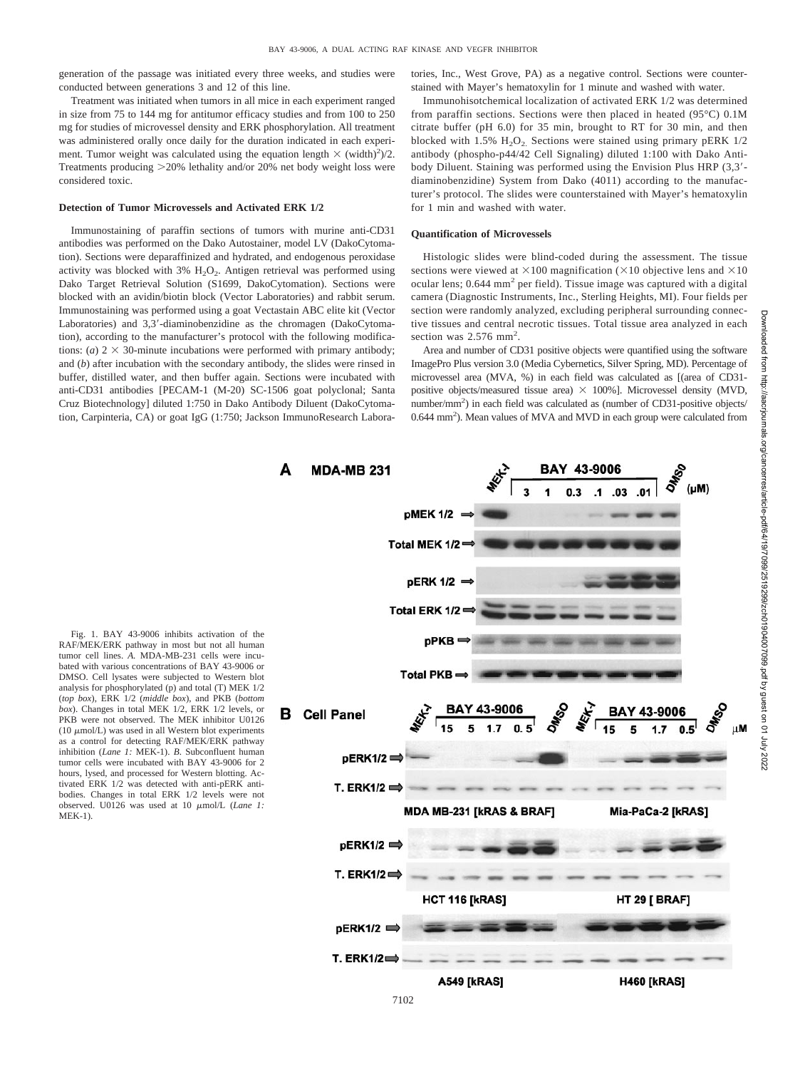generation of the passage was initiated every three weeks, and studies were conducted between generations 3 and 12 of this line.

Treatment was initiated when tumors in all mice in each experiment ranged in size from 75 to 144 mg for antitumor efficacy studies and from 100 to 250 mg for studies of microvessel density and ERK phosphorylation. All treatment was administered orally once daily for the duration indicated in each experiment. Tumor weight was calculated using the equation length × (width)$^2$)/2. Treatments producing >20% lethality and/or 20% net body weight loss were considered toxic.

#### Detection of Tumor Microvessels and Activated ERK 1/2

Immunostaining of paraffin sections of tumors with murine anti-CD31 antibodies was performed on the Dako Autostainer, model LV (DakoCytomation). Sections were deparaffinized and hydrated, and endogenous peroxidase activity was blocked with 3% $H_2O_2$. Antigen retrieval was performed using Dako Target Retrieval Solution (S1699, DakoCytomation). Sections were blocked with an avidin/biotin block (Vector Laboratories) and rabbit serum. Immunostaining was performed using a goat Vectastain ABC elite kit (Vector Laboratories) and 3,3′-diaminobenzidine as the chromagen (DakoCytomation), according to the manufacturer's protocol with the following modifications: (*a*) 2 × 30-minute incubations were performed with primary antibody; and (*b*) after incubation with the secondary antibody, the slides were rinsed in buffer, distilled water, and then buffer again. Sections were incubated with anti-CD31 antibodies [PECAM-1 (M-20) SC-1506 goat polyclonal; Santa Cruz Biotechnology] diluted 1:750 in Dako Antibody Diluent (DakoCytomation, Carpinteria, CA) or goat IgG (1:750; Jackson ImmunoResearch Laboratories, Inc., West Grove, PA) as a negative control. Sections were counterstained with Mayer's hematoxylin for 1 minute and washed with water.

Immunohisotchemical localization of activated ERK 1/2 was determined from paraffin sections. Sections were then placed in heated (95°C) 0.1M citrate buffer (pH 6.0) for 35 min, brought to RT for 30 min, and then blocked with 1.5% $H_2O_2$. Sections were stained using primary pERK 1/2 antibody (phospho-p44/42 Cell Signaling) diluted 1:100 with Dako Antibody Diluent. Staining was performed using the Envision Plus HRP (3,3′-diaminobenzidine) System from Dako (4011) according to the manufacturer's protocol. The slides were counterstained with Mayer's hematoxylin for 1 min and washed with water.

#### Quantification of Microvessels

Histologic slides were blind-coded during the assessment. The tissue sections were viewed at ×100 magnification (×10 objective lens and ×10 ocular lens; 0.644 mm$^2$ per field). Tissue image was captured with a digital camera (Diagnostic Instruments, Inc., Sterling Heights, MI). Four fields per section were randomly analyzed, excluding peripheral surrounding connective tissues and central necrotic tissues. Total tissue area analyzed in each section was 2.576 mm$^2$.

Area and number of CD31 positive objects were quantified using the software ImagePro Plus version 3.0 (Media Cybernetics, Silver Spring, MD). Percentage of microvessel area (MVA, %) in each field was calculated as [(area of CD31-positive objects/measured tissue area) × 100%]. Microvessel density (MVD, number/mm$^2$) in each field was calculated as (number of CD31-positive objects/0.644 mm$^2$). Mean values of MVA and MVD in each group were calculated from

Fig. 1. BAY 43-9006 inhibits activation of the RAF/MEK/ERK pathway in most but not all human tumor cell lines. *A.* MDA-MB-231 cells were incubated with various concentrations of BAY 43-9006 or DMSO. Cell lysates were subjected to Western blot analysis for phosphorylated (p) and total (T) MEK 1/2 (*top box*), ERK 1/2 (*middle box*), and PKB (*bottom box*). Changes in total MEK 1/2, ERK 1/2 levels, or PKB were not observed. The MEK inhibitor U0126 (10 μmol/L) was used in all Western blot experiments as a control for detecting RAF/MEK/ERK pathway inhibition (*Lane 1:* MEK-1). *B.* Subconfluent human tumor cells were incubated with BAY 43-9006 for 2 hours, lysed, and processed for Western blotting. Activated ERK 1/2 was detected with anti-pERK antibodies. Changes in total ERK 1/2 levels were not observed. U0126 was used at 10 μmol/L (*Lane 1:* MEK-1).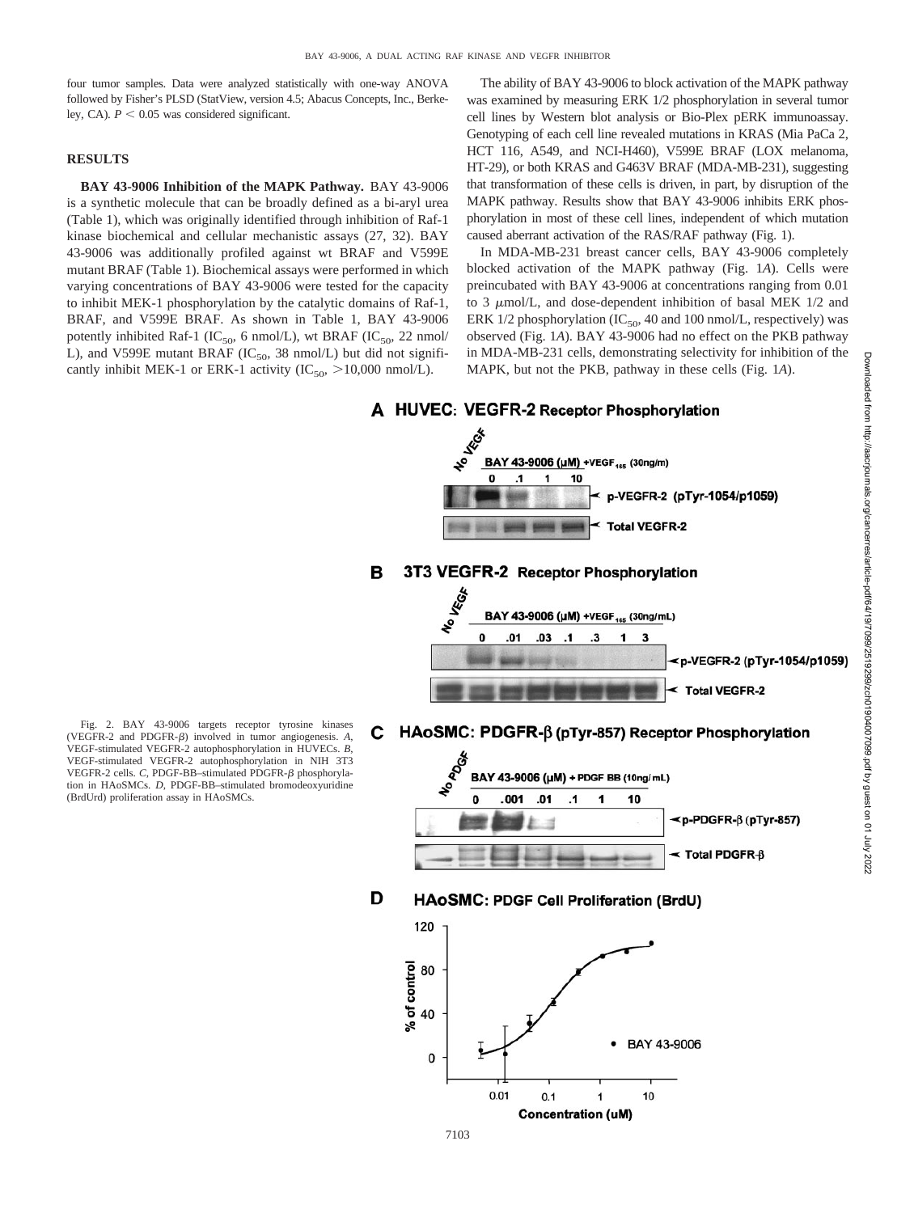four tumor samples. Data were analyzed statistically with one-way ANOVA followed by Fisher's PLSD (StatView, version 4.5; Abacus Concepts, Inc., Berkeley, CA). $P < 0.05$ was considered significant.

## RESULTS

**BAY 43-9006 Inhibition of the MAPK Pathway.** BAY 43-9006 is a synthetic molecule that can be broadly defined as a bi-aryl urea (Table 1), which was originally identified through inhibition of Raf-1 kinase biochemical and cellular mechanistic assays (27, 32). BAY 43-9006 was additionally profiled against wt BRAF and V599E mutant BRAF (Table 1). Biochemical assays were performed in which varying concentrations of BAY 43-9006 were tested for the capacity to inhibit MEK-1 phosphorylation by the catalytic domains of Raf-1, BRAF, and V599E BRAF. As shown in Table 1, BAY 43-9006 potently inhibited Raf-1 ($IC_{50}$, 6 nmol/L), wt BRAF ($IC_{50}$, 22 nmol/L), and V599E mutant BRAF ($IC_{50}$, 38 nmol/L) but did not significantly inhibit MEK-1 or ERK-1 activity ($IC_{50}$, >10,000 nmol/L).

The ability of BAY 43-9006 to block activation of the MAPK pathway was examined by measuring ERK 1/2 phosphorylation in several tumor cell lines by Western blot analysis or Bio-Plex pERK immunoassay. Genotyping of each cell line revealed mutations in KRAS (Mia PaCa 2, HCT 116, A549, and NCI-H460), V599E BRAF (LOX melanoma, HT-29), or both KRAS and G463V BRAF (MDA-MB-231), suggesting that transformation of these cells is driven, in part, by disruption of the MAPK pathway. Results show that BAY 43-9006 inhibits ERK phosphorylation in most of these cell lines, independent of which mutation caused aberrant activation of the RAS/RAF pathway (Fig. 1).

In MDA-MB-231 breast cancer cells, BAY 43-9006 completely blocked activation of the MAPK pathway (Fig. 1*A*). Cells were preincubated with BAY 43-9006 at concentrations ranging from 0.01 to 3 μmol/L, and dose-dependent inhibition of basal MEK 1/2 and ERK 1/2 phosphorylation ($IC_{50}$, 40 and 100 nmol/L, respectively) was observed (Fig. 1*A*). BAY 43-9006 had no effect on the PKB pathway in MDA-MB-231 cells, demonstrating selectivity for inhibition of the MAPK, but not the PKB, pathway in these cells (Fig. 1*A*).

Fig. 2. BAY 43-9006 targets receptor tyrosine kinases (VEGFR-2 and PDGFR-β) involved in tumor angiogenesis. *A*, VEGF-stimulated VEGFR-2 autophosphorylation in HUVECs. *B*, VEGF-stimulated VEGFR-2 autophosphorylation in NIH 3T3 VEGFR-2 cells. *C*, PDGF-BB–stimulated PDGFR-β phosphorylation in HAoSMCs. *D*, PDGF-BB–stimulated bromodeoxyuridine (BrdUrd) proliferation assay in HAoSMCs.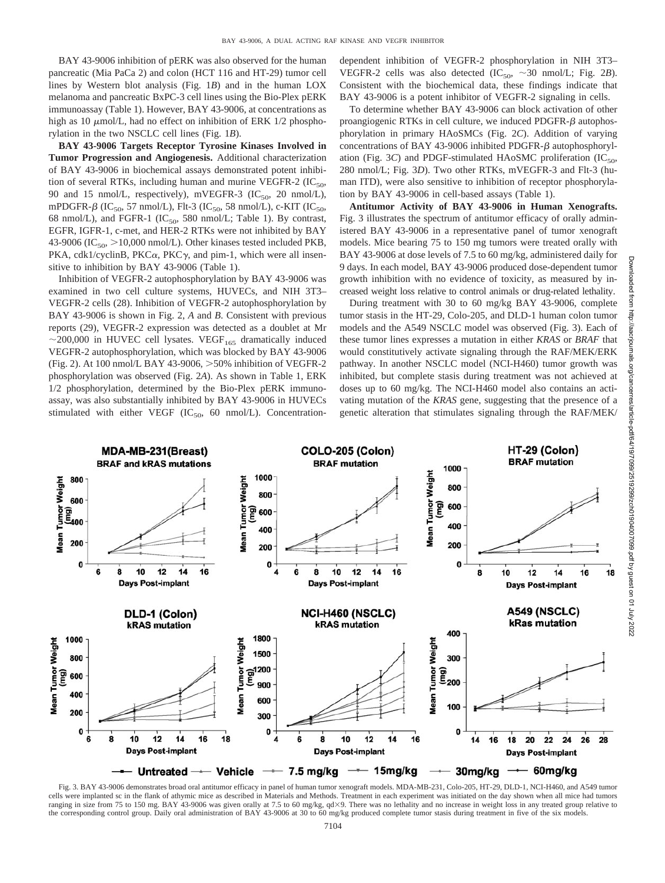BAY 43-9006 inhibition of pERK was also observed for the human pancreatic (Mia PaCa 2) and colon (HCT 116 and HT-29) tumor cell lines by Western blot analysis (Fig. 1*B*) and in the human LOX melanoma and pancreatic BxPC-3 cell lines using the Bio-Plex pERK immunoassay (Table 1). However, BAY 43-9006, at concentrations as high as 10 $\mu$mol/L, had no effect on inhibition of ERK 1/2 phosphorylation in the two NSCLC cell lines (Fig. 1*B*).

**BAY 43-9006 Targets Receptor Tyrosine Kinases Involved in Tumor Progression and Angiogenesis.** Additional characterization of BAY 43-9006 in biochemical assays demonstrated potent inhibition of several RTKs, including human and murine VEGFR-2 ($IC_{50}$, 90 and 15 nmol/L, respectively), mVEGFR-3 ($IC_{50}$, 20 nmol/L), mPDGFR-$\beta$ ($IC_{50}$, 57 nmol/L), Flt-3 ($IC_{50}$, 58 nmol/L), c-KIT ($IC_{50}$, 68 nmol/L), and FGFR-1 ($IC_{50}$, 580 nmol/L; Table 1). By contrast, EGFR, IGFR-1, c-met, and HER-2 RTKs were not inhibited by BAY 43-9006 ($IC_{50}$, >10,000 nmol/L). Other kinases tested included PKB, PKA, cdk1/cyclinB, PKC$\alpha$, PKC$\gamma$, and pim-1, which were all insensitive to inhibition by BAY 43-9006 (Table 1).

Inhibition of VEGFR-2 autophosphorylation by BAY 43-9006 was examined in two cell culture systems, HUVECs, and NIH 3T3–VEGFR-2 cells (28). Inhibition of VEGFR-2 autophosphorylation by BAY 43-9006 is shown in Fig. 2, *A* and *B*. Consistent with previous reports (29), VEGFR-2 expression was detected as a doublet at Mr ~200,000 in HUVEC cell lysates. $VEGF_{165}$ dramatically induced VEGFR-2 autophosphorylation, which was blocked by BAY 43-9006 (Fig. 2). At 100 nmol/L BAY 43-9006, >50% inhibition of VEGFR-2 phosphorylation was observed (Fig. 2*A*). As shown in Table 1, ERK 1/2 phosphorylation, determined by the Bio-Plex pERK immunoassay, was also substantially inhibited by BAY 43-9006 in HUVECs stimulated with either VEGF ($IC_{50}$, 60 nmol/L). Concentration-dependent inhibition of VEGFR-2 phosphorylation in NIH 3T3–VEGFR-2 cells was also detected ($IC_{50}$, ~30 nmol/L; Fig. 2*B*). Consistent with the biochemical data, these findings indicate that BAY 43-9006 is a potent inhibitor of VEGFR-2 signaling in cells.

To determine whether BAY 43-9006 can block activation of other proangiogenic RTKs in cell culture, we induced PDGFR-$\beta$ autophosphorylation in primary HAoSMCs (Fig. 2*C*). Addition of varying concentrations of BAY 43-9006 inhibited PDGFR-$\beta$ autophosphorylation (Fig. 3*C*) and PDGF-stimulated HAoSMC proliferation ($IC_{50}$, 280 nmol/L; Fig. 3*D*). Two other RTKs, mVEGFR-3 and Flt-3 (human ITD), were also sensitive to inhibition of receptor phosphorylation by BAY 43-9006 in cell-based assays (Table 1).

**Antitumor Activity of BAY 43-9006 in Human Xenografts.** Fig. 3 illustrates the spectrum of antitumor efficacy of orally administered BAY 43-9006 in a representative panel of tumor xenograft models. Mice bearing 75 to 150 mg tumors were treated orally with BAY 43-9006 at dose levels of 7.5 to 60 mg/kg, administered daily for 9 days. In each model, BAY 43-9006 produced dose-dependent tumor growth inhibition with no evidence of toxicity, as measured by increased weight loss relative to control animals or drug-related lethality.

During treatment with 30 to 60 mg/kg BAY 43-9006, complete tumor stasis in the HT-29, Colo-205, and DLD-1 human colon tumor models and the A549 NSCLC model was observed (Fig. 3). Each of these tumor lines expresses a mutation in either *KRAS* or *BRAF* that would constitutively activate signaling through the RAF/MEK/ERK pathway. In another NSCLC model (NCI-H460) tumor growth was inhibited, but complete stasis during treatment was not achieved at doses up to 60 mg/kg. The NCI-H460 model also contains an activating mutation of the *KRAS* gene, suggesting that the presence of a genetic alteration that stimulates signaling through the RAF/MEK/

Fig. 3. BAY 43-9006 demonstrates broad oral antitumor efficacy in panel of human tumor xenograft models. MDA-MB-231, Colo-205, HT-29, DLD-1, NCI-H460, and A549 tumor cells were implanted sc in the flank of athymic mice as described in Materials and Methods. Treatment in each experiment was initiated on the day shown when all mice had tumors ranging in size from 75 to 150 mg. BAY 43-9006 was given orally at 7.5 to 60 mg/kg, qd×9. There was no lethality and no increase in weight loss in any treated group relative to the corresponding control group. Daily oral administration of BAY 43-9006 at 30 to 60 mg/kg produced complete tumor stasis during treatment in five of the six models.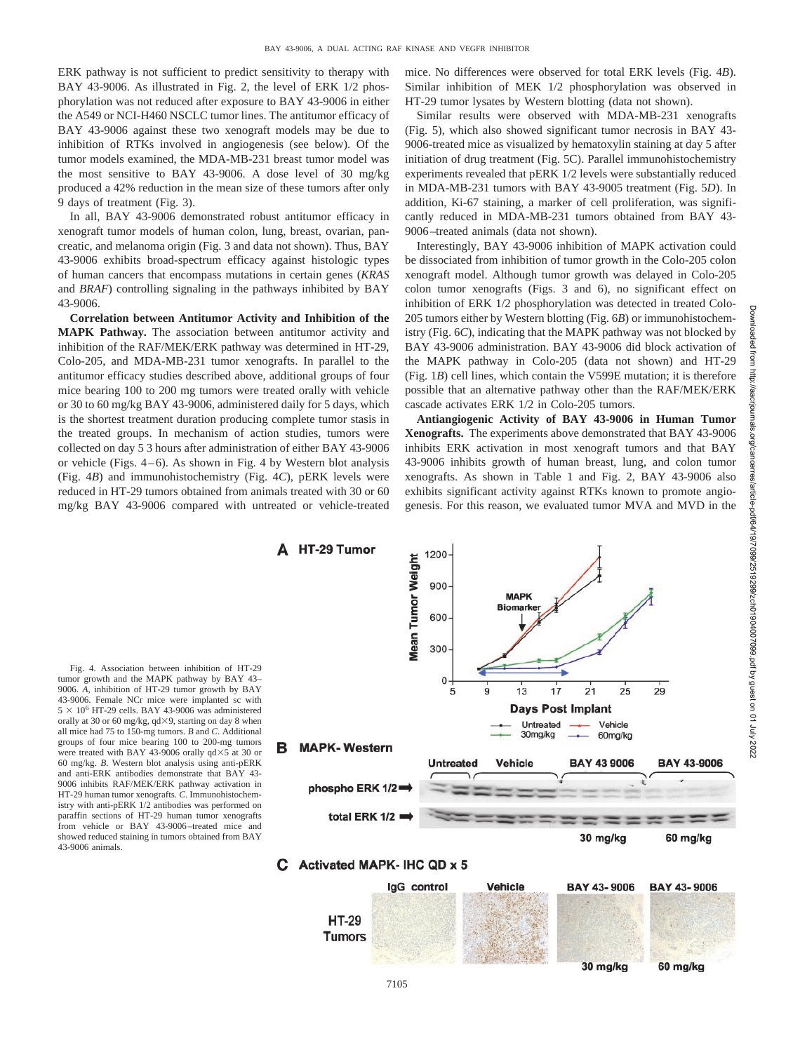ERK pathway is not sufficient to predict sensitivity to therapy with BAY 43-9006. As illustrated in Fig. 2, the level of ERK 1/2 phosphorylation was not reduced after exposure to BAY 43-9006 in either the A549 or NCI-H460 NSCLC tumor lines. The antitumor efficacy of BAY 43-9006 against these two xenograft models may be due to inhibition of RTKs involved in angiogenesis (see below). Of the tumor models examined, the MDA-MB-231 breast tumor model was the most sensitive to BAY 43-9006. A dose level of 30 mg/kg produced a 42% reduction in the mean size of these tumors after only 9 days of treatment (Fig. 3).

In all, BAY 43-9006 demonstrated robust antitumor efficacy in xenograft tumor models of human colon, lung, breast, ovarian, pancreatic, and melanoma origin (Fig. 3 and data not shown). Thus, BAY 43-9006 exhibits broad-spectrum efficacy against histologic types of human cancers that encompass mutations in certain genes (*KRAS* and *BRAF*) controlling signaling in the pathways inhibited by BAY 43-9006.

**Correlation between Antitumor Activity and Inhibition of the MAPK Pathway.** The association between antitumor activity and inhibition of the RAF/MEK/ERK pathway was determined in HT-29, Colo-205, and MDA-MB-231 tumor xenografts. In parallel to the antitumor efficacy studies described above, additional groups of four mice bearing 100 to 200 mg tumors were treated orally with vehicle or 30 to 60 mg/kg BAY 43-9006, administered daily for 5 days, which is the shortest treatment duration producing complete tumor stasis in the treated groups. In mechanism of action studies, tumors were collected on day 5 3 hours after administration of either BAY 43-9006 or vehicle (Figs. 4–6). As shown in Fig. 4 by Western blot analysis (Fig. 4*B*) and immunohistochemistry (Fig. 4*C*), pERK levels were reduced in HT-29 tumors obtained from animals treated with 30 or 60 mg/kg BAY 43-9006 compared with untreated or vehicle-treated mice. No differences were observed for total ERK levels (Fig. 4*B*). Similar inhibition of MEK 1/2 phosphorylation was observed in HT-29 tumor lysates by Western blotting (data not shown).

Similar results were observed with MDA-MB-231 xenografts (Fig. 5), which also showed significant tumor necrosis in BAY 43-9006-treated mice as visualized by hematoxylin staining at day 5 after initiation of drug treatment (Fig. 5C). Parallel immunohistochemistry experiments revealed that pERK 1/2 levels were substantially reduced in MDA-MB-231 tumors with BAY 43-9005 treatment (Fig. 5*D*). In addition, Ki-67 staining, a marker of cell proliferation, was significantly reduced in MDA-MB-231 tumors obtained from BAY 43-9006–treated animals (data not shown).

Interestingly, BAY 43-9006 inhibition of MAPK activation could be dissociated from inhibition of tumor growth in the Colo-205 colon xenograft model. Although tumor growth was delayed in Colo-205 colon tumor xenografts (Figs. 3 and 6), no significant effect on inhibition of ERK 1/2 phosphorylation was detected in treated Colo-205 tumors either by Western blotting (Fig. 6*B*) or immunohistochemistry (Fig. 6*C*), indicating that the MAPK pathway was not blocked by BAY 43-9006 administration. BAY 43-9006 did block activation of the MAPK pathway in Colo-205 (data not shown) and HT-29 (Fig. 1*B*) cell lines, which contain the V599E mutation; it is therefore possible that an alternative pathway other than the RAF/MEK/ERK cascade activates ERK 1/2 in Colo-205 tumors.

**Antiangiogenic Activity of BAY 43-9006 in Human Tumor Xenografts.** The experiments above demonstrated that BAY 43-9006 inhibits ERK activation in most xenograft tumors and that BAY 43-9006 inhibits growth of human breast, lung, and colon tumor xenografts. As shown in Table 1 and Fig. 2, BAY 43-9006 also exhibits significant activity against RTKs known to promote angiogenesis. For this reason, we evaluated tumor MVA and MVD in the

Fig. 4. Association between inhibition of HT-29 tumor growth and the MAPK pathway by BAY 43–9006. *A*, inhibition of HT-29 tumor growth by BAY 43-9006. Female NCr mice were implanted sc with $5 \times 10^6$ HT-29 cells. BAY 43-9006 was administered orally at 30 or 60 mg/kg, qd×9, starting on day 8 when all mice had 75 to 150-mg tumors. *B* and *C*. Additional groups of four mice bearing 100 to 200-mg tumors were treated with BAY 43-9006 orally qd×5 at 30 or 60 mg/kg. *B*. Western blot analysis using anti-pERK and anti-ERK antibodies demonstrate that BAY 43-9006 inhibits RAF/MEK/ERK pathway activation in HT-29 human tumor xenografts. *C*. Immunohistochemistry with anti-pERK 1/2 antibodies was performed on paraffin sections of HT-29 human tumor xenografts from vehicle or BAY 43-9006–treated mice and showed reduced staining in tumors obtained from BAY 43-9006 animals.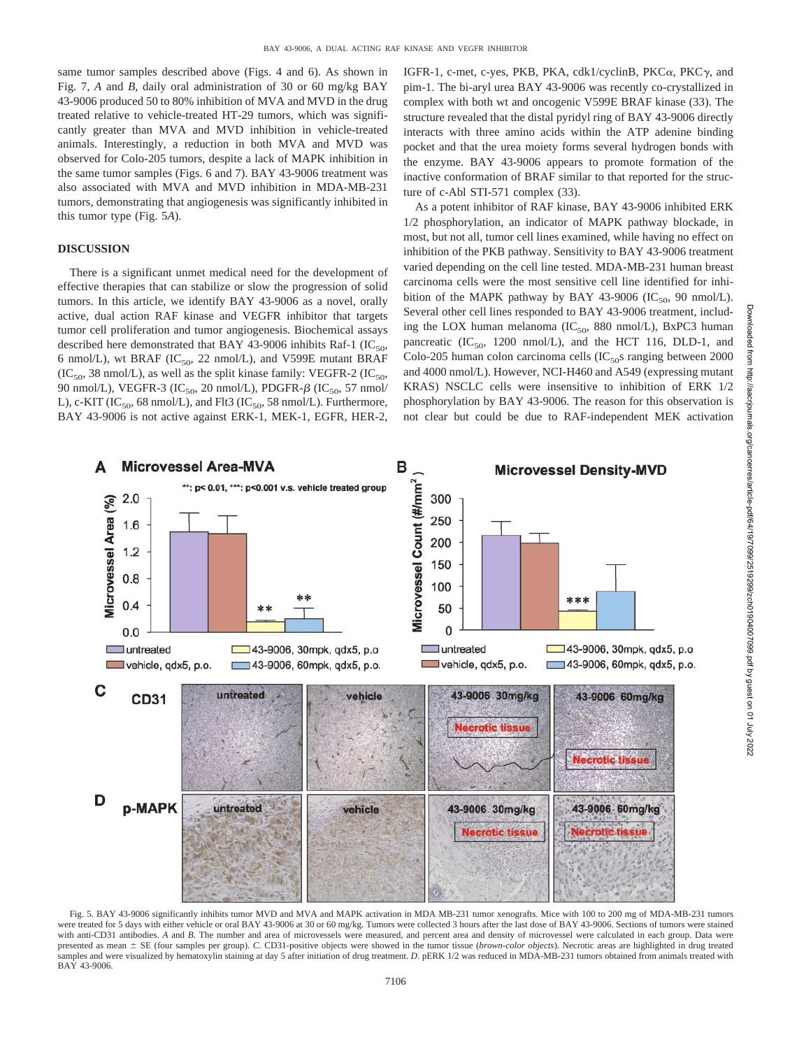same tumor samples described above (Figs. 4 and 6). As shown in Fig. 7, *A* and *B*, daily oral administration of 30 or 60 mg/kg BAY 43-9006 produced 50 to 80% inhibition of MVA and MVD in the drug treated relative to vehicle-treated HT-29 tumors, which was significantly greater than MVA and MVD inhibition in vehicle-treated animals. Interestingly, a reduction in both MVA and MVD was observed for Colo-205 tumors, despite a lack of MAPK inhibition in the same tumor samples (Figs. 6 and 7). BAY 43-9006 treatment was also associated with MVA and MVD inhibition in MDA-MB-231 tumors, demonstrating that angiogenesis was significantly inhibited in this tumor type (Fig. 5*A*).

## DISCUSSION

There is a significant unmet medical need for the development of effective therapies that can stabilize or slow the progression of solid tumors. In this article, we identify BAY 43-9006 as a novel, orally active, dual action RAF kinase and VEGFR inhibitor that targets tumor cell proliferation and tumor angiogenesis. Biochemical assays described here demonstrated that BAY 43-9006 inhibits Raf-1 ($IC_{50}$, 6 nmol/L), wt BRAF ($IC_{50}$, 22 nmol/L), and V599E mutant BRAF ($IC_{50}$, 38 nmol/L), as well as the split kinase family: VEGFR-2 ($IC_{50}$, 90 nmol/L), VEGFR-3 ($IC_{50}$, 20 nmol/L), PDGFR-$\beta$ ($IC_{50}$, 57 nmol/L), c-KIT ($IC_{50}$, 68 nmol/L), and Flt3 ($IC_{50}$, 58 nmol/L). Furthermore, BAY 43-9006 is not active against ERK-1, MEK-1, EGFR, HER-2, IGFR-1, c-met, c-yes, PKB, PKA, cdk1/cyclinB, PKC$\alpha$, PKC$\gamma$, and pim-1. The bi-aryl urea BAY 43-9006 was recently co-crystallized in complex with both wt and oncogenic V599E BRAF kinase (33). The structure revealed that the distal pyridyl ring of BAY 43-9006 directly interacts with three amino acids within the ATP adenine binding pocket and that the urea moiety forms several hydrogen bonds with the enzyme. BAY 43-9006 appears to promote formation of the inactive conformation of BRAF similar to that reported for the structure of c-Abl STI-571 complex (33).

As a potent inhibitor of RAF kinase, BAY 43-9006 inhibited ERK 1/2 phosphorylation, an indicator of MAPK pathway blockade, in most, but not all, tumor cell lines examined, while having no effect on inhibition of the PKB pathway. Sensitivity to BAY 43-9006 treatment varied depending on the cell line tested. MDA-MB-231 human breast carcinoma cells were the most sensitive cell line identified for inhibition of the MAPK pathway by BAY 43-9006 ($IC_{50}$, 90 nmol/L). Several other cell lines responded to BAY 43-9006 treatment, including the LOX human melanoma ($IC_{50}$, 880 nmol/L), BxPC3 human pancreatic ($IC_{50}$, 1200 nmol/L), and the HCT 116, DLD-1, and Colo-205 human colon carcinoma cells ($IC_{50}$s ranging between 2000 and 4000 nmol/L). However, NCI-H460 and A549 (expressing mutant KRAS) NSCLC cells were insensitive to inhibition of ERK 1/2 phosphorylation by BAY 43-9006. The reason for this observation is not clear but could be due to RAF-independent MEK activation

Fig. 5. BAY 43-9006 significantly inhibits tumor MVD and MVA and MAPK activation in MDA MB-231 tumor xenografts. Mice with 100 to 200 mg of MDA-MB-231 tumors were treated for 5 days with either vehicle or oral BAY 43-9006 at 30 or 60 mg/kg. Tumors were collected 3 hours after the last dose of BAY 43-9006. Sections of tumors were stained with anti-CD31 antibodies. *A* and *B*. The number and area of microvessels were measured, and percent area and density of microvessel were calculated in each group. Data were presented as mean ± SE (four samples per group). *C*. CD31-positive objects were showed in the tumor tissue (*brown-color objects*). Necrotic areas are highlighted in drug treated samples and were visualized by hematoxylin staining at day 5 after initiation of drug treatment. *D*. pERK 1/2 was reduced in MDA-MB-231 tumors obtained from animals treated with BAY 43-9006.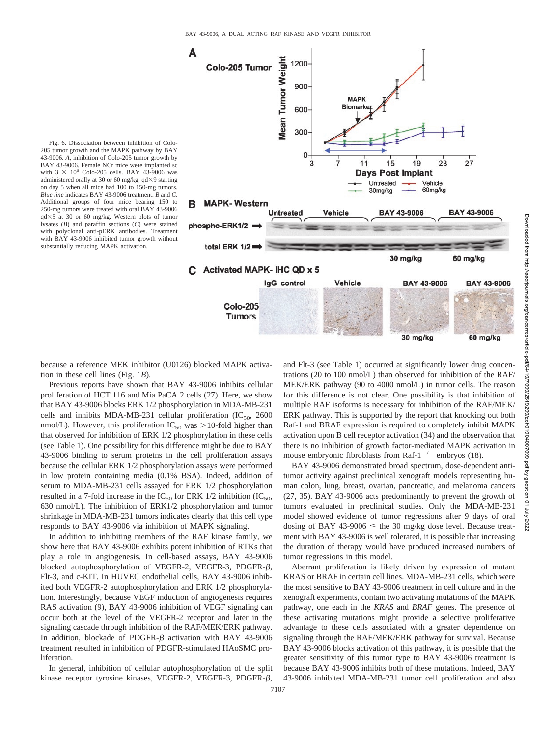Fig. 6. Dissociation between inhibition of Colo-205 tumor growth and the MAPK pathway by BAY 43-9006. *A*, inhibition of Colo-205 tumor growth by BAY 43-9006. Female NCr mice were implanted sc with $3 \times 10^6$ Colo-205 cells. BAY 43-9006 was administered orally at 30 or 60 mg/kg, qd×9 starting on day 5 when all mice had 100 to 150-mg tumors. *Blue line* indicates BAY 43-9006 treatment. *B* and *C*. Additional groups of four mice bearing 150 to 250-mg tumors were treated with oral BAY 43-9006 qd×5 at 30 or 60 mg/kg. Western blots of tumor lysates (*B*) and paraffin sections (*C*) were stained with polyclonal anti-pERK antibodies. Treatment with BAY 43-9006 inhibited tumor growth without substantially reducing MAPK activation.

because a reference MEK inhibitor (U0126) blocked MAPK activation in these cell lines (Fig. 1*B*).

Previous reports have shown that BAY 43-9006 inhibits cellular proliferation of HCT 116 and Mia PaCA 2 cells (27). Here, we show that BAY 43-9006 blocks ERK 1/2 phosphorylation in MDA-MB-231 cells and inhibits MDA-MB-231 cellular proliferation ($IC_{50}$, 2600 nmol/L). However, this proliferation $IC_{50}$ was >10-fold higher than that observed for inhibition of ERK 1/2 phosphorylation in these cells (see Table 1). One possibility for this difference might be due to BAY 43-9006 binding to serum proteins in the cell proliferation assays because the cellular ERK 1/2 phosphorylation assays were performed in low protein containing media (0.1% BSA). Indeed, addition of serum to MDA-MB-231 cells assayed for ERK 1/2 phosphorylation resulted in a 7-fold increase in the $IC_{50}$ for ERK 1/2 inhibition ($IC_{50}$, 630 nmol/L). The inhibition of ERK1/2 phosphorylation and tumor shrinkage in MDA-MB-231 tumors indicates clearly that this cell type responds to BAY 43-9006 via inhibition of MAPK signaling.

In addition to inhibiting members of the RAF kinase family, we show here that BAY 43-9006 exhibits potent inhibition of RTKs that play a role in angiogenesis. In cell-based assays, BAY 43-9006 blocked autophosphorylation of VEGFR-2, VEGFR-3, PDGFR-$\beta$, Flt-3, and c-KIT. In HUVEC endothelial cells, BAY 43-9006 inhibited both VEGFR-2 autophosphorylation and ERK 1/2 phosphorylation. Interestingly, because VEGF induction of angiogenesis requires RAS activation (9), BAY 43-9006 inhibition of VEGF signaling can occur both at the level of the VEGFR-2 receptor and later in the signaling cascade through inhibition of the RAF/MEK/ERK pathway. In addition, blockade of PDGFR-$\beta$ activation with BAY 43-9006 treatment resulted in inhibition of PDGFR-stimulated HAoSMC proliferation.

In general, inhibition of cellular autophosphorylation of the split kinase receptor tyrosine kinases, VEGFR-2, VEGFR-3, PDGFR-$\beta$, and Flt-3 (see Table 1) occurred at significantly lower drug concentrations (20 to 100 nmol/L) than observed for inhibition of the RAF/MEK/ERK pathway (90 to 4000 nmol/L) in tumor cells. The reason for this difference is not clear. One possibility is that inhibition of multiple RAF isoforms is necessary for inhibition of the RAF/MEK/ERK pathway. This is supported by the report that knocking out both Raf-1 and BRAF expression is required to completely inhibit MAPK activation upon B cell receptor activation (34) and the observation that there is no inhibition of growth factor-mediated MAPK activation in mouse embryonic fibroblasts from Raf-$1^{-/-}$ embryos (18).

BAY 43-9006 demonstrated broad spectrum, dose-dependent antitumor activity against preclinical xenograft models representing human colon, lung, breast, ovarian, pancreatic, and melanoma cancers (27, 35). BAY 43-9006 acts predominantly to prevent the growth of tumors evaluated in preclinical studies. Only the MDA-MB-231 model showed evidence of tumor regressions after 9 days of oral dosing of BAY 43-9006 ≤ the 30 mg/kg dose level. Because treatment with BAY 43-9006 is well tolerated, it is possible that increasing the duration of therapy would have produced increased numbers of tumor regressions in this model.

Aberrant proliferation is likely driven by expression of mutant KRAS or BRAF in certain cell lines. MDA-MB-231 cells, which were the most sensitive to BAY 43-9006 treatment in cell culture and in the xenograft experiments, contain two activating mutations of the MAPK pathway, one each in the *KRAS* and *BRAF* genes. The presence of these activating mutations might provide a selective proliferative advantage to these cells associated with a greater dependence on signaling through the RAF/MEK/ERK pathway for survival. Because BAY 43-9006 blocks activation of this pathway, it is possible that the greater sensitivity of this tumor type to BAY 43-9006 treatment is because BAY 43-9006 inhibits both of these mutations. Indeed, BAY 43-9006 inhibited MDA-MB-231 tumor cell proliferation and also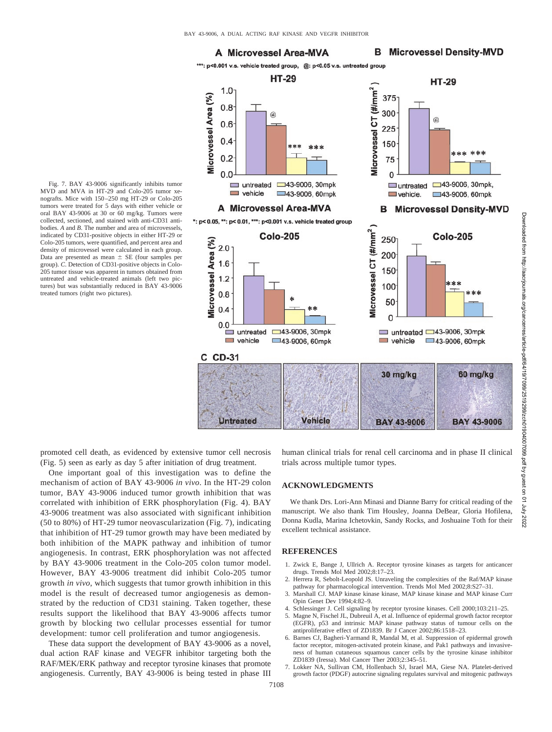Fig. 7. BAY 43-9006 significantly inhibits tumor MVD and MVA in HT-29 and Colo-205 tumor xenografts. Mice with 150–250 mg HT-29 or Colo-205 tumors were treated for 5 days with either vehicle or oral BAY 43-9006 at 30 or 60 mg/kg. Tumors were collected, sectioned, and stained with anti-CD31 antibodies. *A* and *B*. The number and area of microvessels, indicated by CD31-positive objects in either HT-29 or Colo-205 tumors, were quantified, and percent area and density of microvessel were calculated in each group. Data are presented as mean ± SE (four samples per group). *C*. Detection of CD31-positive objects in Colo-205 tumor tissue was apparent in tumors obtained from untreated and vehicle-treated animals (left two pictures) but was substantially reduced in BAY 43-9006 treated tumors (right two pictures).

promoted cell death, as evidenced by extensive tumor cell necrosis (Fig. 5) seen as early as day 5 after initiation of drug treatment.

One important goal of this investigation was to define the mechanism of action of BAY 43-9006 *in vivo*. In the HT-29 colon tumor, BAY 43-9006 induced tumor growth inhibition that was correlated with inhibition of ERK phosphorylation (Fig. 4). BAY 43-9006 treatment was also associated with significant inhibition (50 to 80%) of HT-29 tumor neovascularization (Fig. 7), indicating that inhibition of HT-29 tumor growth may have been mediated by both inhibition of the MAPK pathway and inhibition of tumor angiogenesis. In contrast, ERK phosphorylation was not affected by BAY 43-9006 treatment in the Colo-205 colon tumor model. However, BAY 43-9006 treatment did inhibit Colo-205 tumor growth *in vivo*, which suggests that tumor growth inhibition in this model is the result of decreased tumor angiogenesis as demonstrated by the reduction of CD31 staining. Taken together, these results support the likelihood that BAY 43-9006 affects tumor growth by blocking two cellular processes essential for tumor development: tumor cell proliferation and tumor angiogenesis.

These data support the development of BAY 43-9006 as a novel, dual action RAF kinase and VEGFR inhibitor targeting both the RAF/MEK/ERK pathway and receptor tyrosine kinases that promote angiogenesis. Currently, BAY 43-9006 is being tested in phase III human clinical trials for renal cell carcinoma and in phase II clinical trials across multiple tumor types.

## ACKNOWLEDGMENTS

We thank Drs. Lori-Ann Minasi and Dianne Barry for critical reading of the manuscript. We also thank Tim Housley, Joanna DeBear, Gloria Hofilena, Donna Kudla, Marina Ichetovkin, Sandy Rocks, and Joshuaine Toth for their excellent technical assistance.

## REFERENCES

1. Zwick E, Bange J, Ullrich A. Receptor tyrosine kinases as targets for anticancer drugs. Trends Mol Med 2002;8:17–23.
2. Herrera R, Sebolt-Leopold JS. Unraveling the complexities of the Raf/MAP kinase pathway for pharmacological intervention. Trends Mol Med 2002;8:S27–31.
3. Marshall CJ. MAP kinase kinase kinase, MAP kinase kinase and MAP kinase Curr Opin Genet Dev 1994;4:82–9.
4. Schlessinger J. Cell signaling by receptor tyrosine kinases. Cell 2000;103:211–25.
5. Magne N, Fischel JL, Dubreuil A, et al. Influence of epidermal growth factor receptor (EGFR), p53 and intrinsic MAP kinase pathway status of tumour cells on the antiproliferative effect of ZD1839. Br J Cancer 2002;86:1518–23.
6. Barnes CJ, Bagheri-Yarmand R, Mandal M, et al. Suppression of epidermal growth factor receptor, mitogen-activated protein kinase, and Pak1 pathways and invasiveness of human cutaneous squamous cancer cells by the tyrosine kinase inhibitor ZD1839 (Iressa). Mol Cancer Ther 2003;2:345–51.
7. Lokker NA, Sullivan CM, Hollenbach SJ, Israel MA, Giese NA. Platelet-derived growth factor (PDGF) autocrine signaling regulates survival and mitogenic pathways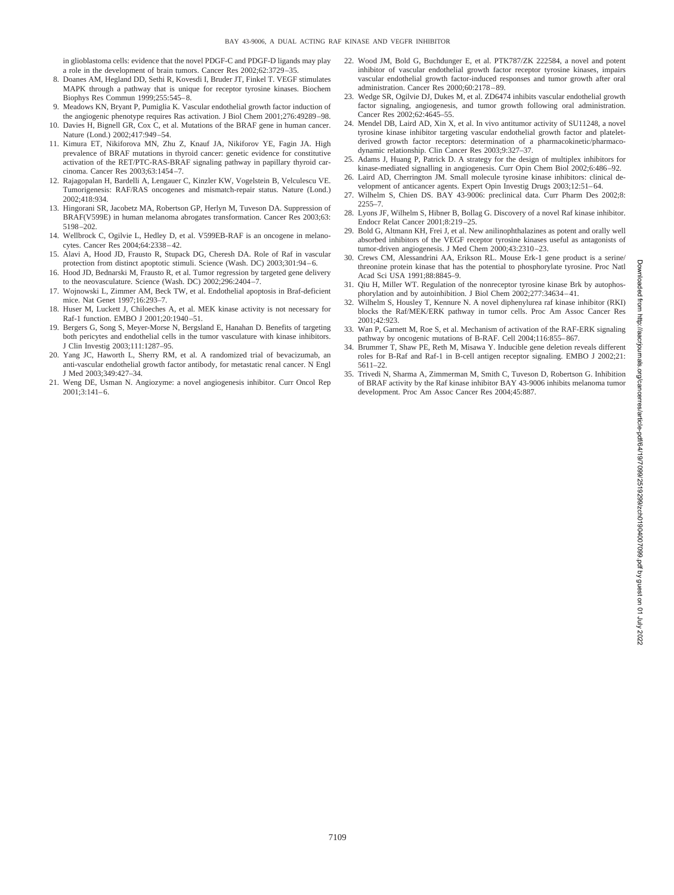in glioblastoma cells: evidence that the novel PDGF-C and PDGF-D ligands may play a role in the development of brain tumors. Cancer Res 2002;62:3729–35.

8. Doanes AM, Hegland DD, Sethi R, Kovesdi I, Bruder JT, Finkel T. VEGF stimulates MAPK through a pathway that is unique for receptor tyrosine kinases. Biochem Biophys Res Commun 1999;255:545–8.
9. Meadows KN, Bryant P, Pumiglia K. Vascular endothelial growth factor induction of the angiogenic phenotype requires Ras activation. J Biol Chem 2001;276:49289–98.
10. Davies H, Bignell GR, Cox C, et al. Mutations of the BRAF gene in human cancer. Nature (Lond.) 2002;417:949–54.
11. Kimura ET, Nikiforova MN, Zhu Z, Knauf JA, Nikiforov YE, Fagin JA. High prevalence of BRAF mutations in thyroid cancer: genetic evidence for constitutive activation of the RET/PTC-RAS-BRAF signaling pathway in papillary thyroid carcinoma. Cancer Res 2003;63:1454–7.
12. Rajagopalan H, Bardelli A, Lengauer C, Kinzler KW, Vogelstein B, Velculescu VE. Tumorigenesis: RAF/RAS oncogenes and mismatch-repair status. Nature (Lond.) 2002;418:934.
13. Hingorani SR, Jacobetz MA, Robertson GP, Herlyn M, Tuveson DA. Suppression of BRAF(V599E) in human melanoma abrogates transformation. Cancer Res 2003;63:5198–202.
14. Wellbrock C, Ogilvie L, Hedley D, et al. V599EB-RAF is an oncogene in melanocytes. Cancer Res 2004;64:2338–42.
15. Alavi A, Hood JD, Frausto R, Stupack DG, Cheresh DA. Role of Raf in vascular protection from distinct apoptotic stimuli. Science (Wash. DC) 2003;301:94–6.
16. Hood JD, Bednarski M, Frausto R, et al. Tumor regression by targeted gene delivery to the neovasculature. Science (Wash. DC) 2002;296:2404–7.
17. Wojnowski L, Zimmer AM, Beck TW, et al. Endothelial apoptosis in Braf-deficient mice. Nat Genet 1997;16:293–7.
18. Huser M, Luckett J, Chiloeches A, et al. MEK kinase activity is not necessary for Raf-1 function. EMBO J 2001;20:1940–51.
19. Bergers G, Song S, Meyer-Morse N, Bergsland E, Hanahan D. Benefits of targeting both pericytes and endothelial cells in the tumor vasculature with kinase inhibitors. J Clin Investig 2003;111:1287–95.
20. Yang JC, Haworth L, Sherry RM, et al. A randomized trial of bevacizumab, an anti-vascular endothelial growth factor antibody, for metastatic renal cancer. N Engl J Med 2003;349:427–34.
21. Weng DE, Usman N. Angiozyme: a novel angiogenesis inhibitor. Curr Oncol Rep 2001;3:141–6.
22. Wood JM, Bold G, Buchdunger E, et al. PTK787/ZK 222584, a novel and potent inhibitor of vascular endothelial growth factor receptor tyrosine kinases, impairs vascular endothelial growth factor-induced responses and tumor growth after oral administration. Cancer Res 2000;60:2178–89.
23. Wedge SR, Ogilvie DJ, Dukes M, et al. ZD6474 inhibits vascular endothelial growth factor signaling, angiogenesis, and tumor growth following oral administration. Cancer Res 2002;62:4645–55.
24. Mendel DB, Laird AD, Xin X, et al. In vivo antitumor activity of SU11248, a novel tyrosine kinase inhibitor targeting vascular endothelial growth factor and platelet-derived growth factor receptors: determination of a pharmacokinetic/pharmacodynamic relationship. Clin Cancer Res 2003;9:327–37.
25. Adams J, Huang P, Patrick D. A strategy for the design of multiplex inhibitors for kinase-mediated signalling in angiogenesis. Curr Opin Chem Biol 2002;6:486–92.
26. Laird AD, Cherrington JM. Small molecule tyrosine kinase inhibitors: clinical development of anticancer agents. Expert Opin Investig Drugs 2003;12:51–64.
27. Wilhelm S, Chien DS. BAY 43-9006: preclinical data. Curr Pharm Des 2002;8:2255–7.
28. Lyons JF, Wilhelm S, Hibner B, Bollag G. Discovery of a novel Raf kinase inhibitor. Endocr Relat Cancer 2001;8:219–25.
29. Bold G, Altmann KH, Frei J, et al. New anilinophthalazines as potent and orally well absorbed inhibitors of the VEGF receptor tyrosine kinases useful as antagonists of tumor-driven angiogenesis. J Med Chem 2000;43:2310–23.
30. Crews CM, Alessandrini AA, Erikson RL. Mouse Erk-1 gene product is a serine/threonine protein kinase that has the potential to phosphorylate tyrosine. Proc Natl Acad Sci USA 1991;88:8845–9.
31. Qiu H, Miller WT. Regulation of the nonreceptor tyrosine kinase Brk by autophosphorylation and by autoinhibition. J Biol Chem 2002;277:34634–41.
32. Wilhelm S, Housley T, Kennure N. A novel diphenylurea raf kinase inhibitor (RKI) blocks the Raf/MEK/ERK pathway in tumor cells. Proc Am Assoc Cancer Res 2001;42:923.
33. Wan P, Garnett M, Roe S, et al. Mechanism of activation of the RAF-ERK signaling pathway by oncogenic mutations of B-RAF. Cell 2004;116:855–867.
34. Brummer T, Shaw PE, Reth M, Misawa Y. Inducible gene deletion reveals different roles for B-Raf and Raf-1 in B-cell antigen receptor signaling. EMBO J 2002;21:5611–22.
35. Trivedi N, Sharma A, Zimmerman M, Smith C, Tuveson D, Robertson G. Inhibition of BRAF activity by the Raf kinase inhibitor BAY 43-9006 inhibits melanoma tumor development. Proc Am Assoc Cancer Res 2004;45:887.